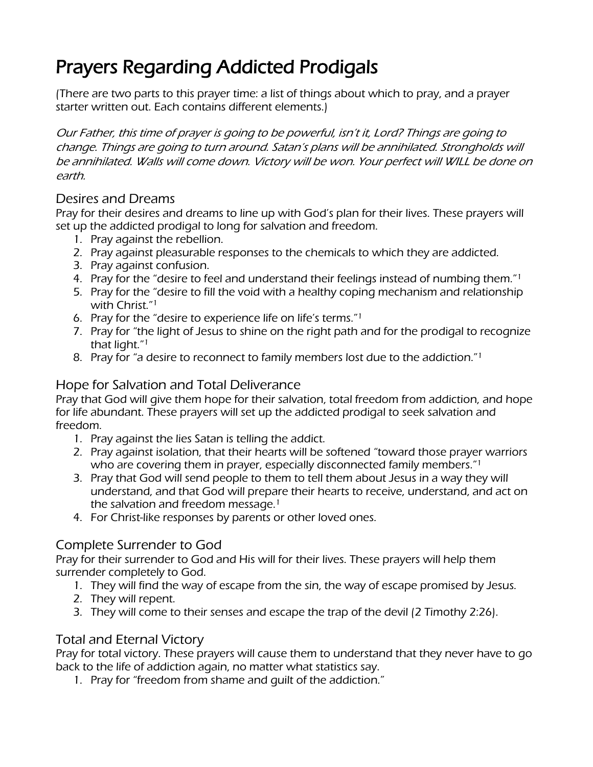# Prayers Regarding Addicted Prodigals

(There are two parts to this prayer time: a list of things about which to pray, and a prayer starter written out. Each contains different elements.)

*Our Father, this time of prayer is going to be powerful, isn't it, Lord? Things are going to change. Things are going to turn around. Satan's plans will be annihilated. Strongholds will be annihilated. Walls will come down. Victory will be won. Your perfect will WILL be done on earth.*

## Desires and Dreams

Pray for their desires and dreams to line up with God's plan for their lives. These prayers will set up the addicted prodigal to long for salvation and freedom.

1. Pray against the rebellion.
2. Pray against pleasurable responses to the chemicals to which they are addicted.
3. Pray against confusion.
4. Pray for the "desire to feel and understand their feelings instead of numbing them."[1]
5. Pray for the "desire to fill the void with a healthy coping mechanism and relationship with Christ."[1]
6. Pray for the "desire to experience life on life's terms."[1]
7. Pray for "the light of Jesus to shine on the right path and for the prodigal to recognize that light."[1]
8. Pray for "a desire to reconnect to family members lost due to the addiction."[1]

## Hope for Salvation and Total Deliverance

Pray that God will give them hope for their salvation, total freedom from addiction, and hope for life abundant. These prayers will set up the addicted prodigal to seek salvation and freedom.

1. Pray against the lies Satan is telling the addict.
2. Pray against isolation, that their hearts will be softened "toward those prayer warriors who are covering them in prayer, especially disconnected family members."[1]
3. Pray that God will send people to them to tell them about Jesus in a way they will understand, and that God will prepare their hearts to receive, understand, and act on the salvation and freedom message.[1]
4. For Christ-like responses by parents or other loved ones.

## Complete Surrender to God

Pray for their surrender to God and His will for their lives. These prayers will help them surrender completely to God.

1. They will find the way of escape from the sin, the way of escape promised by Jesus.
2. They will repent.
3. They will come to their senses and escape the trap of the devil (2 Timothy 2:26).

## Total and Eternal Victory

Pray for total victory. These prayers will cause them to understand that they never have to go back to the life of addiction again, no matter what statistics say.

1. Pray for "freedom from shame and guilt of the addiction."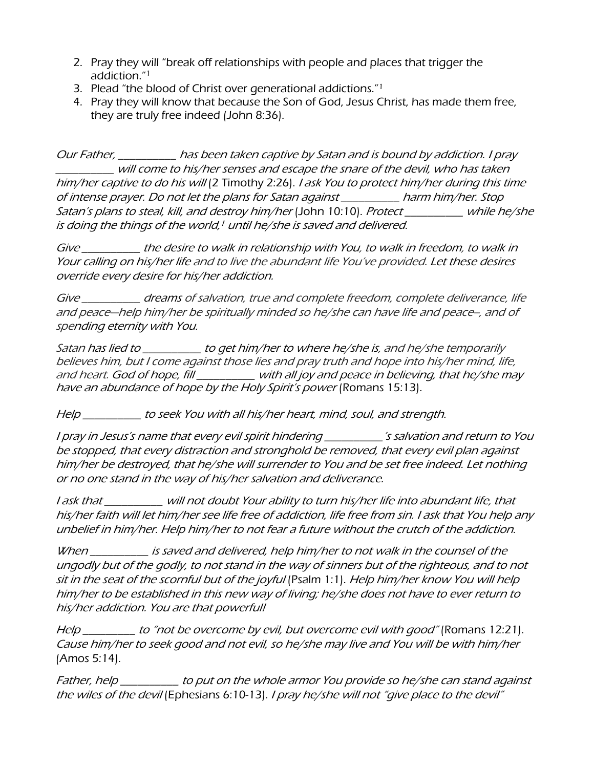2. Pray they will "break off relationships with people and places that trigger the addiction."[1]
3. Plead "the blood of Christ over generational addictions."[1]
4. Pray they will know that because the Son of God, Jesus Christ, has made them free, they are truly free indeed (John 8:36).

*Our Father, ___________ has been taken captive by Satan and is bound by addiction. I pray ___________ will come to his/her senses and escape the snare of the devil, who has taken him/her captive to do his will* (2 Timothy 2:26). *I ask You to protect him/her during this time of intense prayer. Do not let the plans for Satan against ___________ harm him/her. Stop Satan's plans to steal, kill, and destroy him/her* (John 10:10). *Protect ___________ while he/she is doing the things of the world,*[1] *until he/she is saved and delivered.*

*Give ___________ the desire to walk in relationship with You, to walk in freedom, to walk in Your calling on his/her life and to live the abundant life You've provided. Let these desires override every desire for his/her addiction.*

*Give ___________ dreams of salvation, true and complete freedom, complete deliverance, life and peace—help him/her be spiritually minded so he/she can have life and peace–, and of spending eternity with You.*

*Satan has lied to ___________ to get him/her to where he/she is, and he/she temporarily believes him, but I come against those lies and pray truth and hope into his/her mind, life, and heart. God of hope, fill ___________ with all joy and peace in believing, that he/she may have an abundance of hope by the Holy Spirit's power* (Romans 15:13).

*Help ___________ to seek You with all his/her heart, mind, soul, and strength.*

*I pray in Jesus's name that every evil spirit hindering ___________'s salvation and return to You be stopped, that every distraction and stronghold be removed, that every evil plan against him/her be destroyed, that he/she will surrender to You and be set free indeed. Let nothing or no one stand in the way of his/her salvation and deliverance.*

*I ask that ___________ will not doubt Your ability to turn his/her life into abundant life, that his/her faith will let him/her see life free of addiction, life free from sin. I ask that You help any unbelief in him/her. Help him/her to not fear a future without the crutch of the addiction.*

*When ___________ is saved and delivered, help him/her to not walk in the counsel of the ungodly but of the godly, to not stand in the way of sinners but of the righteous, and to not sit in the seat of the scornful but of the joyful* (Psalm 1:1). *Help him/her know You will help him/her to be established in this new way of living; he/she does not have to ever return to his/her addiction. You are that powerful!*

*Help __________ to "not be overcome by evil, but overcome evil with good"* (Romans 12:21). *Cause him/her to seek good and not evil, so he/she may live and You will be with him/her* (Amos 5:14).

*Father, help ___________ to put on the whole armor You provide so he/she can stand against the wiles of the devil* (Ephesians 6:10-13). *I pray he/she will not "give place to the devil"*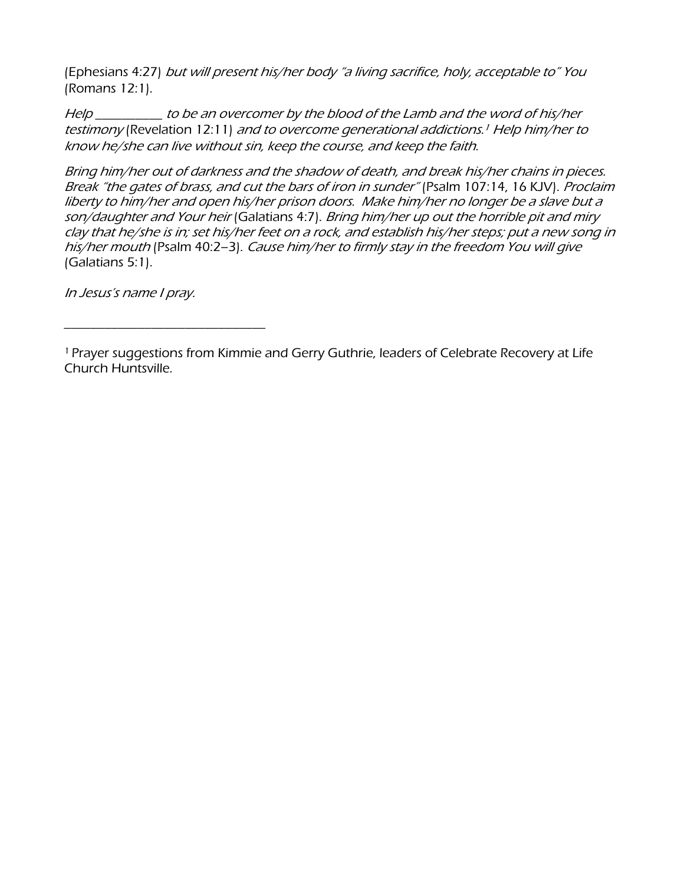(Ephesians 4:27) *but will present his/her body "a living sacrifice, holy, acceptable to" You* (Romans 12:1).

*Help ___________ to be an overcomer by the blood of the Lamb and the word of his/her testimony* (Revelation 12:11) *and to overcome generational addictions.*[1] *Help him/her to know he/she can live without sin, keep the course, and keep the faith.*

*Bring him/her out of darkness and the shadow of death, and break his/her chains in pieces. Break "the gates of brass, and cut the bars of iron in sunder"* (Psalm 107:14, 16 KJV). *Proclaim liberty to him/her and open his/her prison doors. Make him/her no longer be a slave but a son/daughter and Your heir* (Galatians 4:7). *Bring him/her up out the horrible pit and miry clay that he/she is in; set his/her feet on a rock, and establish his/her steps; put a new song in his/her mouth* (Psalm 40:2–3). *Cause him/her to firmly stay in the freedom You will give* (Galatians 5:1).

*In Jesus's name I pray.*

---

[1] Prayer suggestions from Kimmie and Gerry Guthrie, leaders of Celebrate Recovery at Life Church Huntsville.